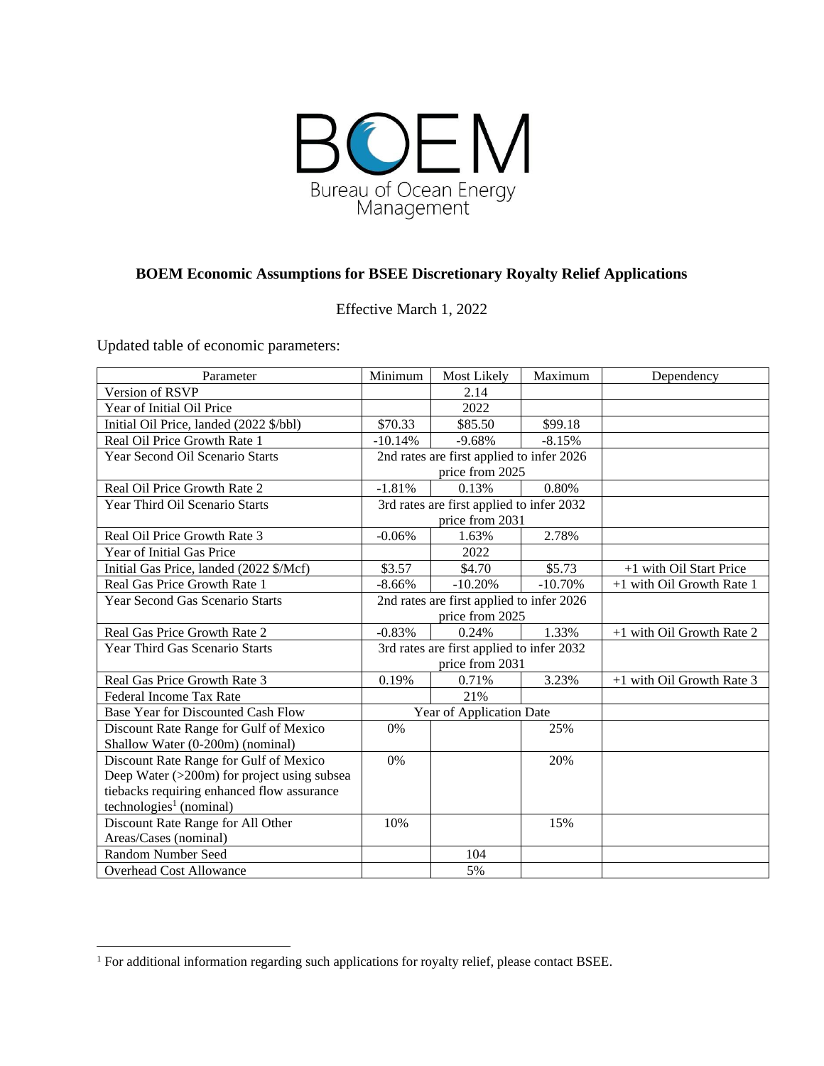**BOEM Economic Assumptions for BSEE Discretionary Royalty Relief Applications**

Effective March 1, 2022

Updated table of economic parameters:

| Parameter | Minimum | Most Likely | Maximum | Dependency |
|---|---|---|---|---|
| Version of RSVP | | 2.14 | | |
| Year of Initial Oil Price | | 2022 | | |
| Initial Oil Price, landed (2022 $/bbl) | $70.33 | $85.50 | $99.18 | |
| Real Oil Price Growth Rate 1 | -10.14% | -9.68% | -8.15% | |
| Year Second Oil Scenario Starts | 2nd rates are first applied to infer 2026 price from 2025 | | | |
| Real Oil Price Growth Rate 2 | -1.81% | 0.13% | 0.80% | |
| Year Third Oil Scenario Starts | 3rd rates are first applied to infer 2032 price from 2031 | | | |
| Real Oil Price Growth Rate 3 | -0.06% | 1.63% | 2.78% | |
| Year of Initial Gas Price | | 2022 | | |
| Initial Gas Price, landed (2022 $/Mcf) | $3.57 | $4.70 | $5.73 | +1 with Oil Start Price |
| Real Gas Price Growth Rate 1 | -8.66% | -10.20% | -10.70% | +1 with Oil Growth Rate 1 |
| Year Second Gas Scenario Starts | 2nd rates are first applied to infer 2026 price from 2025 | | | |
| Real Gas Price Growth Rate 2 | -0.83% | 0.24% | 1.33% | +1 with Oil Growth Rate 2 |
| Year Third Gas Scenario Starts | 3rd rates are first applied to infer 2032 price from 2031 | | | |
| Real Gas Price Growth Rate 3 | 0.19% | 0.71% | 3.23% | +1 with Oil Growth Rate 3 |
| Federal Income Tax Rate | | 21% | | |
| Base Year for Discounted Cash Flow | Year of Application Date | | | |
| Discount Rate Range for Gulf of Mexico Shallow Water (0-200m) (nominal) | 0% | | 25% | |
| Discount Rate Range for Gulf of Mexico Deep Water (>200m) for project using subsea tiebacks requiring enhanced flow assurance technologies[1] (nominal) | 0% | | 20% | |
| Discount Rate Range for All Other Areas/Cases (nominal) | 10% | | 15% | |
| Random Number Seed | | 104 | | |
| Overhead Cost Allowance | | 5% | | |

[1] For additional information regarding such applications for royalty relief, please contact BSEE.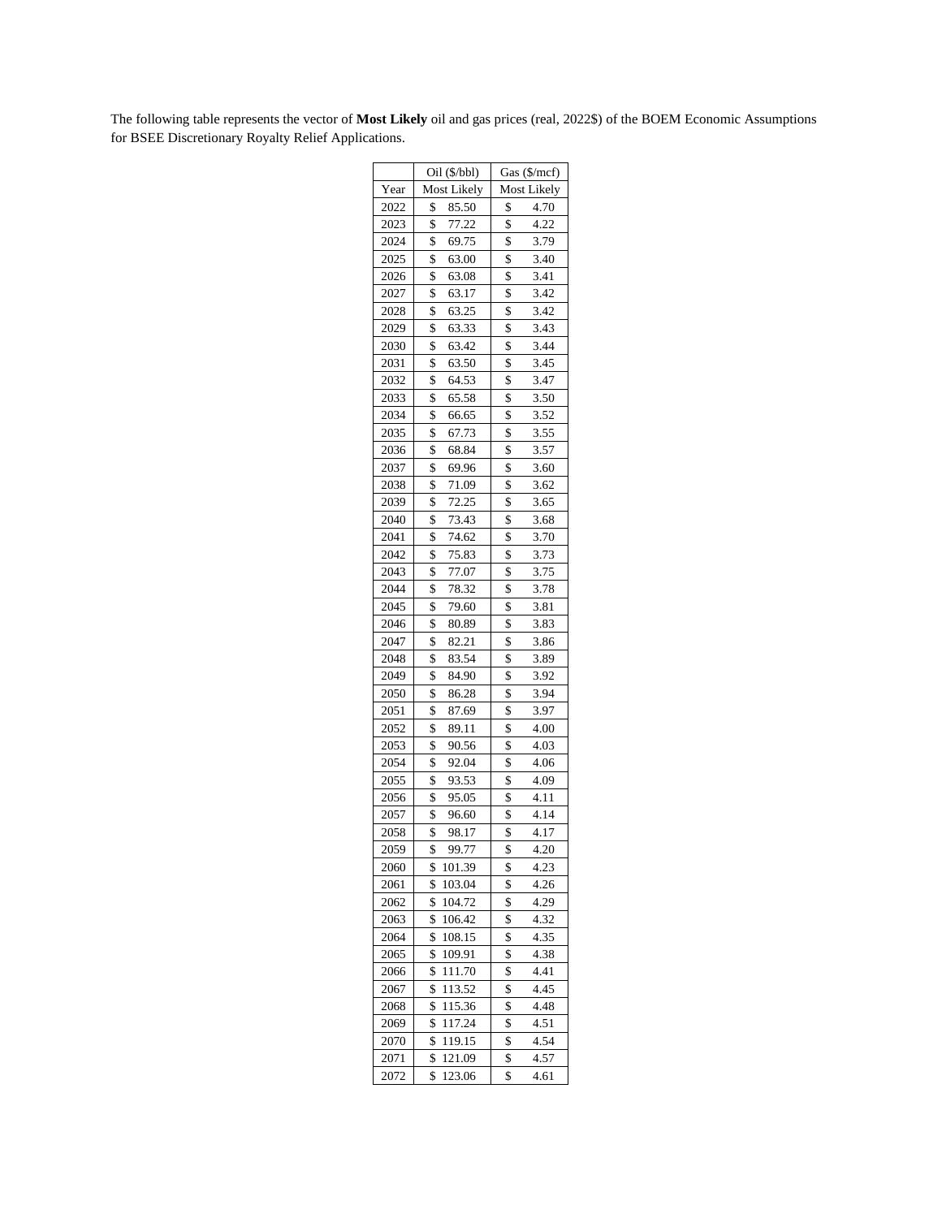The following table represents the vector of **Most Likely** oil and gas prices (real, 2022$) of the BOEM Economic Assumptions for BSEE Discretionary Royalty Relief Applications.

| | Oil ($/bbl) | Gas ($/mcf) |
|---|---|---|
| Year | Most Likely | Most Likely |
| 2022 | $ 85.50 | $ 4.70 |
| 2023 | $ 77.22 | $ 4.22 |
| 2024 | $ 69.75 | $ 3.79 |
| 2025 | $ 63.00 | $ 3.40 |
| 2026 | $ 63.08 | $ 3.41 |
| 2027 | $ 63.17 | $ 3.42 |
| 2028 | $ 63.25 | $ 3.42 |
| 2029 | $ 63.33 | $ 3.43 |
| 2030 | $ 63.42 | $ 3.44 |
| 2031 | $ 63.50 | $ 3.45 |
| 2032 | $ 64.53 | $ 3.47 |
| 2033 | $ 65.58 | $ 3.50 |
| 2034 | $ 66.65 | $ 3.52 |
| 2035 | $ 67.73 | $ 3.55 |
| 2036 | $ 68.84 | $ 3.57 |
| 2037 | $ 69.96 | $ 3.60 |
| 2038 | $ 71.09 | $ 3.62 |
| 2039 | $ 72.25 | $ 3.65 |
| 2040 | $ 73.43 | $ 3.68 |
| 2041 | $ 74.62 | $ 3.70 |
| 2042 | $ 75.83 | $ 3.73 |
| 2043 | $ 77.07 | $ 3.75 |
| 2044 | $ 78.32 | $ 3.78 |
| 2045 | $ 79.60 | $ 3.81 |
| 2046 | $ 80.89 | $ 3.83 |
| 2047 | $ 82.21 | $ 3.86 |
| 2048 | $ 83.54 | $ 3.89 |
| 2049 | $ 84.90 | $ 3.92 |
| 2050 | $ 86.28 | $ 3.94 |
| 2051 | $ 87.69 | $ 3.97 |
| 2052 | $ 89.11 | $ 4.00 |
| 2053 | $ 90.56 | $ 4.03 |
| 2054 | $ 92.04 | $ 4.06 |
| 2055 | $ 93.53 | $ 4.09 |
| 2056 | $ 95.05 | $ 4.11 |
| 2057 | $ 96.60 | $ 4.14 |
| 2058 | $ 98.17 | $ 4.17 |
| 2059 | $ 99.77 | $ 4.20 |
| 2060 | $ 101.39 | $ 4.23 |
| 2061 | $ 103.04 | $ 4.26 |
| 2062 | $ 104.72 | $ 4.29 |
| 2063 | $ 106.42 | $ 4.32 |
| 2064 | $ 108.15 | $ 4.35 |
| 2065 | $ 109.91 | $ 4.38 |
| 2066 | $ 111.70 | $ 4.41 |
| 2067 | $ 113.52 | $ 4.45 |
| 2068 | $ 115.36 | $ 4.48 |
| 2069 | $ 117.24 | $ 4.51 |
| 2070 | $ 119.15 | $ 4.54 |
| 2071 | $ 121.09 | $ 4.57 |
| 2072 | $ 123.06 | $ 4.61 |